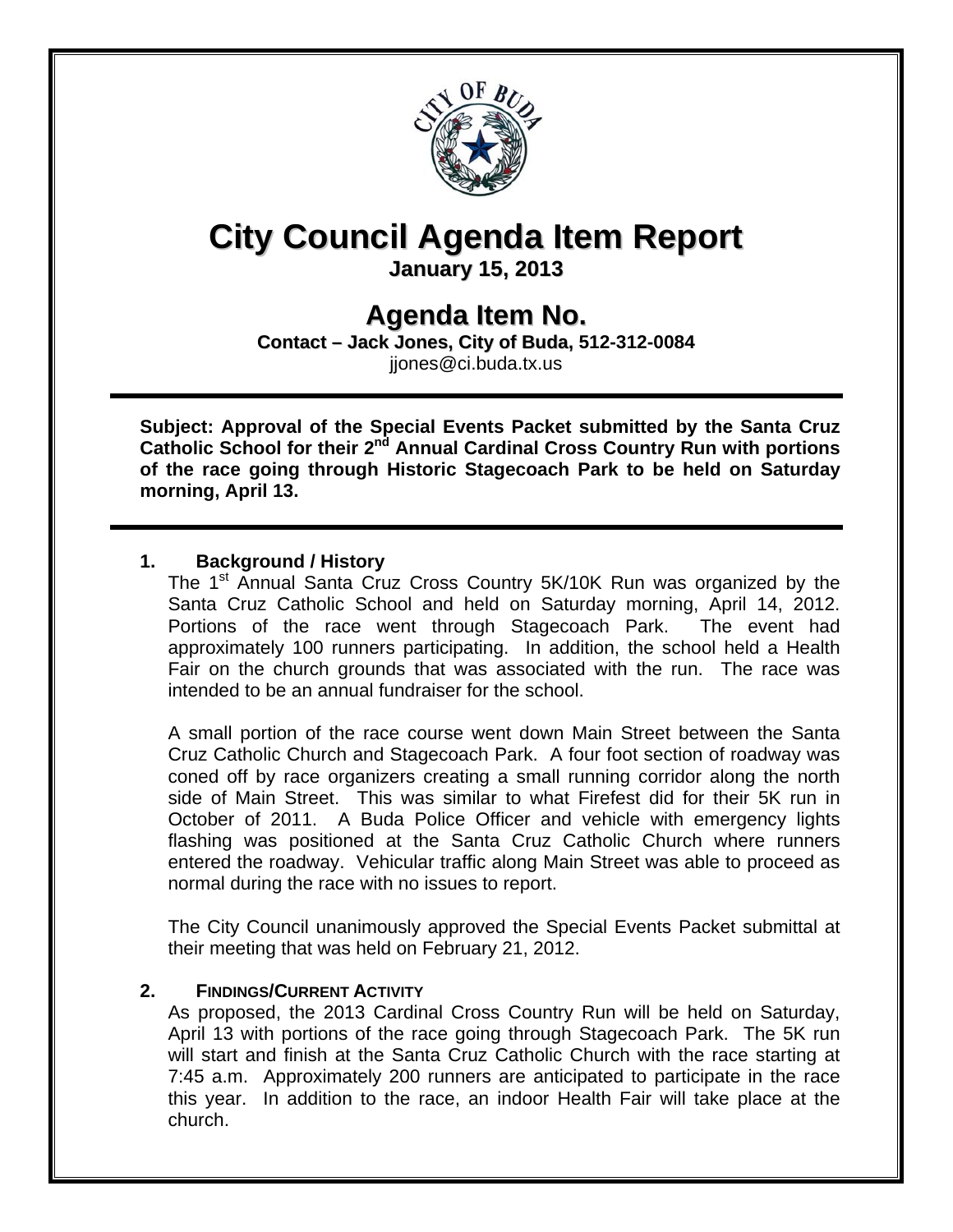# City Council Agenda Item Report

**January 15, 2013**

## Agenda Item No.

**Contact – Jack Jones, City of Buda, 512-312-0084**
jjones@ci.buda.tx.us

---

**Subject: Approval of the Special Events Packet submitted by the Santa Cruz Catholic School for their 2nd Annual Cardinal Cross Country Run with portions of the race going through Historic Stagecoach Park to be held on Saturday morning, April 13.**

---

**1. Background / History**

The 1st Annual Santa Cruz Cross Country 5K/10K Run was organized by the Santa Cruz Catholic School and held on Saturday morning, April 14, 2012. Portions of the race went through Stagecoach Park. The event had approximately 100 runners participating. In addition, the school held a Health Fair on the church grounds that was associated with the run. The race was intended to be an annual fundraiser for the school.

A small portion of the race course went down Main Street between the Santa Cruz Catholic Church and Stagecoach Park. A four foot section of roadway was coned off by race organizers creating a small running corridor along the north side of Main Street. This was similar to what Firefest did for their 5K run in October of 2011. A Buda Police Officer and vehicle with emergency lights flashing was positioned at the Santa Cruz Catholic Church where runners entered the roadway. Vehicular traffic along Main Street was able to proceed as normal during the race with no issues to report.

The City Council unanimously approved the Special Events Packet submittal at their meeting that was held on February 21, 2012.

**2. FINDINGS/CURRENT ACTIVITY**

As proposed, the 2013 Cardinal Cross Country Run will be held on Saturday, April 13 with portions of the race going through Stagecoach Park. The 5K run will start and finish at the Santa Cruz Catholic Church with the race starting at 7:45 a.m. Approximately 200 runners are anticipated to participate in the race this year. In addition to the race, an indoor Health Fair will take place at the church.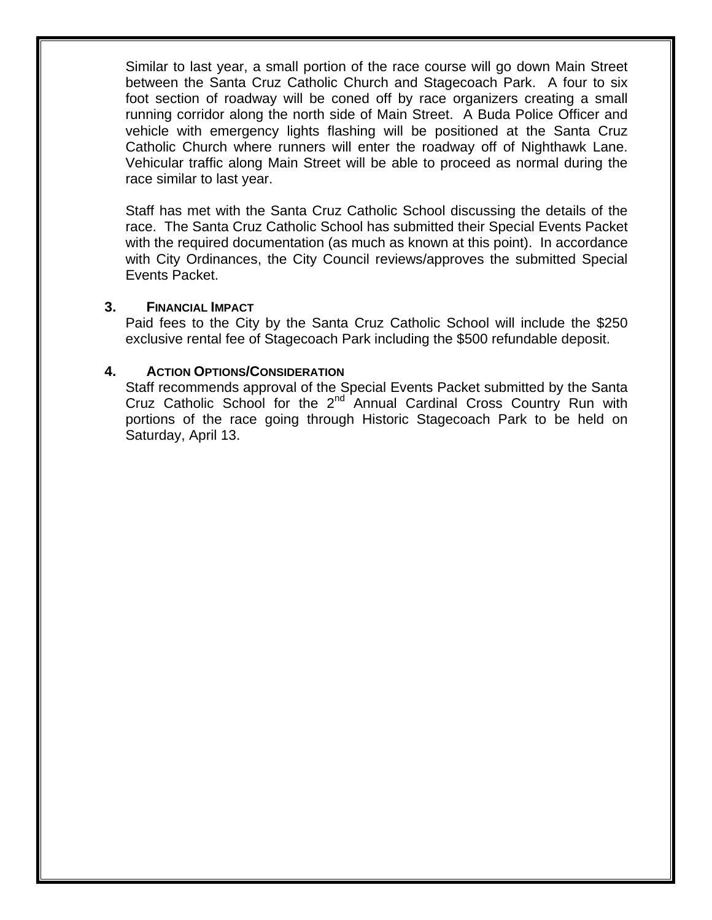Similar to last year, a small portion of the race course will go down Main Street between the Santa Cruz Catholic Church and Stagecoach Park. A four to six foot section of roadway will be coned off by race organizers creating a small running corridor along the north side of Main Street. A Buda Police Officer and vehicle with emergency lights flashing will be positioned at the Santa Cruz Catholic Church where runners will enter the roadway off of Nighthawk Lane. Vehicular traffic along Main Street will be able to proceed as normal during the race similar to last year.

Staff has met with the Santa Cruz Catholic School discussing the details of the race. The Santa Cruz Catholic School has submitted their Special Events Packet with the required documentation (as much as known at this point). In accordance with City Ordinances, the City Council reviews/approves the submitted Special Events Packet.

## 3. FINANCIAL IMPACT

Paid fees to the City by the Santa Cruz Catholic School will include the $250 exclusive rental fee of Stagecoach Park including the $500 refundable deposit.

## 4. ACTION OPTIONS/CONSIDERATION

Staff recommends approval of the Special Events Packet submitted by the Santa Cruz Catholic School for the 2nd Annual Cardinal Cross Country Run with portions of the race going through Historic Stagecoach Park to be held on Saturday, April 13.